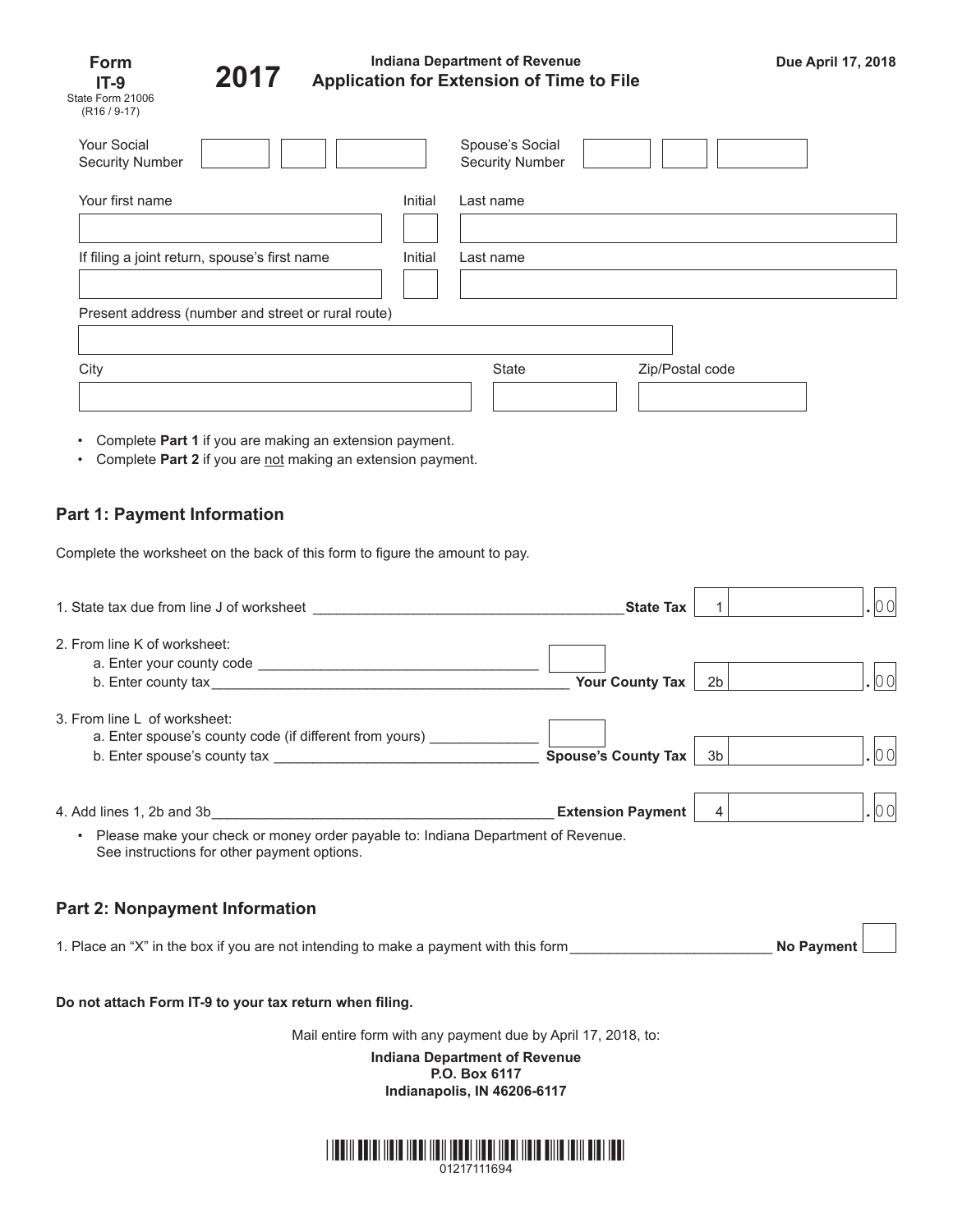**Form IT-9**
State Form 21006
(R16 / 9-17)

**2017**

**Indiana Department of Revenue**
**Application for Extension of Time to File**

**Due April 17, 2018**

| Your Social Security Number | | Spouse's Social Security Number | |
|---|---|---|---|

| Your first name | Initial | Last name |
|---|---|---|
| | | |

| If filing a joint return, spouse's first name | Initial | Last name |
|---|---|---|
| | | |

Present address (number and street or rural route)

| City | State | Zip/Postal code |
|---|---|---|
| | | |

- Complete **Part 1** if you are making an extension payment.
- Complete **Part 2** if you are not making an extension payment.

## Part 1: Payment Information

Complete the worksheet on the back of this form to figure the amount to pay.

1. State tax due from line J of worksheet **State Tax** 1 .00
2. From line K of worksheet:
   a. Enter your county code
   b. Enter county tax **Your County Tax** 2b .00
3. From line L of worksheet:
   a. Enter spouse's county code (if different from yours)
   b. Enter spouse's county tax **Spouse's County Tax** 3b .00
4. Add lines 1, 2b and 3b **Extension Payment** 4 .00
   - Please make your check or money order payable to: Indiana Department of Revenue. See instructions for other payment options.

## Part 2: Nonpayment Information

1. Place an "X" in the box if you are not intending to make a payment with this form **No Payment**

**Do not attach Form IT-9 to your tax return when filing.**

Mail entire form with any payment due by April 17, 2018, to:

**Indiana Department of Revenue**
**P.O. Box 6117**
**Indianapolis, IN 46206-6117**

01217111694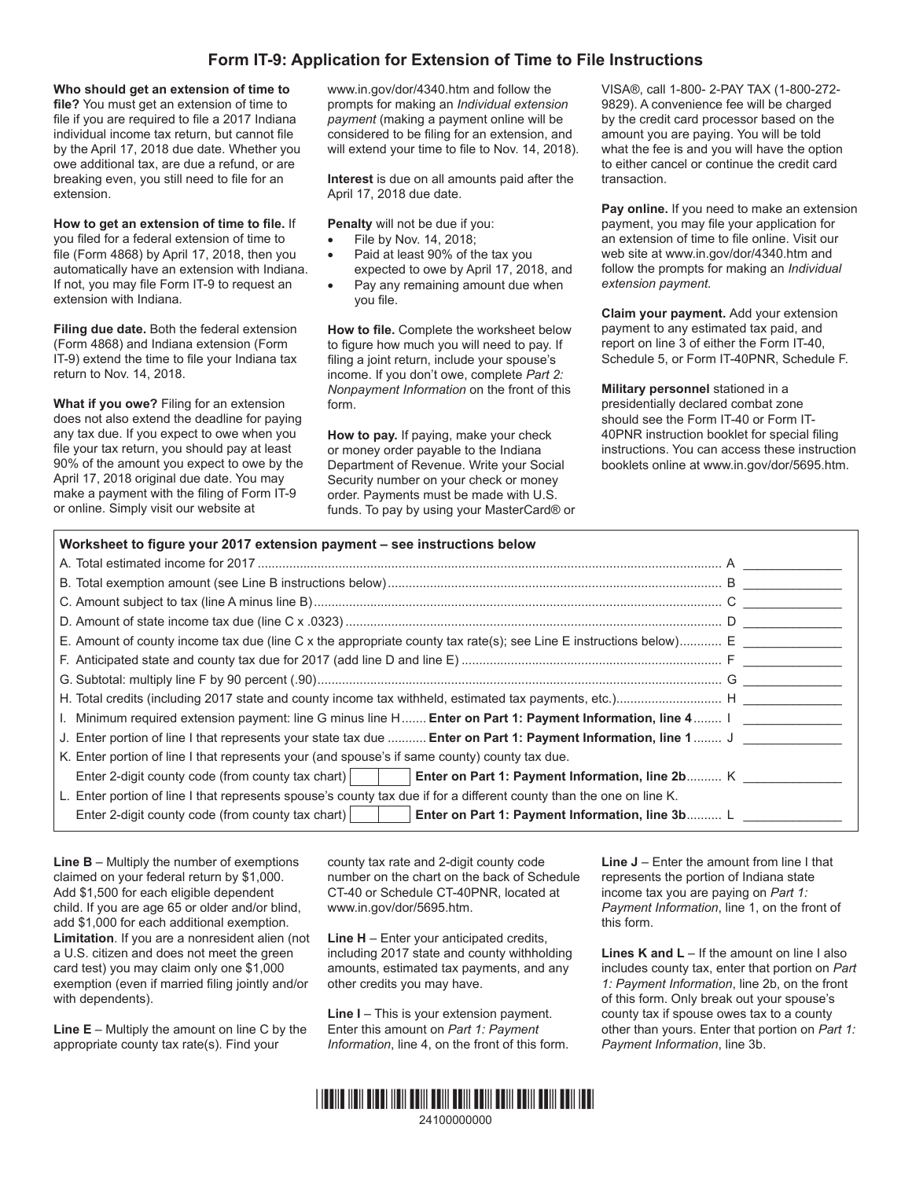# Form IT-9: Application for Extension of Time to File Instructions

**Who should get an extension of time to file?** You must get an extension of time to file if you are required to file a 2017 Indiana individual income tax return, but cannot file by the April 17, 2018 due date. Whether you owe additional tax, are due a refund, or are breaking even, you still need to file for an extension.

**How to get an extension of time to file.** If you filed for a federal extension of time to file (Form 4868) by April 17, 2018, then you automatically have an extension with Indiana. If not, you may file Form IT-9 to request an extension with Indiana.

**Filing due date.** Both the federal extension (Form 4868) and Indiana extension (Form IT-9) extend the time to file your Indiana tax return to Nov. 14, 2018.

**What if you owe?** Filing for an extension does not also extend the deadline for paying any tax due. If you expect to owe when you file your tax return, you should pay at least 90% of the amount you expect to owe by the April 17, 2018 original due date. You may make a payment with the filing of Form IT-9 or online. Simply visit our website at www.in.gov/dor/4340.htm and follow the prompts for making an *Individual extension payment* (making a payment online will be considered to be filing for an extension, and will extend your time to file to Nov. 14, 2018).

**Interest** is due on all amounts paid after the April 17, 2018 due date.

**Penalty** will not be due if you:

- File by Nov. 14, 2018;
- Paid at least 90% of the tax you expected to owe by April 17, 2018, and
- Pay any remaining amount due when you file.

**How to file.** Complete the worksheet below to figure how much you will need to pay. If filing a joint return, include your spouse's income. If you don't owe, complete *Part 2: Nonpayment Information* on the front of this form.

**How to pay.** If paying, make your check or money order payable to the Indiana Department of Revenue. Write your Social Security number on your check or money order. Payments must be made with U.S. funds. To pay by using your MasterCard® or VISA®, call 1-800- 2-PAY TAX (1-800-272-9829). A convenience fee will be charged by the credit card processor based on the amount you are paying. You will be told what the fee is and you will have the option to either cancel or continue the credit card transaction.

**Pay online.** If you need to make an extension payment, you may file your application for an extension of time to file online. Visit our web site at www.in.gov/dor/4340.htm and follow the prompts for making an *Individual extension payment.*

**Claim your payment.** Add your extension payment to any estimated tax paid, and report on line 3 of either the Form IT-40, Schedule 5, or Form IT-40PNR, Schedule F.

**Military personnel** stationed in a presidentially declared combat zone should see the Form IT-40 or Form IT-40PNR instruction booklet for special filing instructions. You can access these instruction booklets online at www.in.gov/dor/5695.htm.

**Worksheet to figure your 2017 extension payment – see instructions below**

| | | |
|---|---|---|
| A. Total estimated income for 2017 | A | |
| B. Total exemption amount (see Line B instructions below) | B | |
| C. Amount subject to tax (line A minus line B) | C | |
| D. Amount of state income tax due (line C x .0323) | D | |
| E. Amount of county income tax due (line C x the appropriate county tax rate(s); see Line E instructions below) | E | |
| F. Anticipated state and county tax due for 2017 (add line D and line E) | F | |
| G. Subtotal: multiply line F by 90 percent (.90) | G | |
| H. Total credits (including 2017 state and county income tax withheld, estimated tax payments, etc.) | H | |
| I. Minimum required extension payment: line G minus line H ....... **Enter on Part 1: Payment Information, line 4** | I | |
| J. Enter portion of line I that represents your state tax due ........... **Enter on Part 1: Payment Information, line 1** | J | |
| K. Enter portion of line I that represents your (and spouse's if same county) county tax due. Enter 2-digit county code (from county tax chart) ☐☐ **Enter on Part 1: Payment Information, line 2b** | K | |
| L. Enter portion of line I that represents spouse's county tax due if for a different county than the one on line K. Enter 2-digit county code (from county tax chart) ☐☐ **Enter on Part 1: Payment Information, line 3b** | L | |

**Line B** – Multiply the number of exemptions claimed on your federal return by $1,000. Add $1,500 for each eligible dependent child. If you are age 65 or older and/or blind, add $1,000 for each additional exemption. **Limitation**. If you are a nonresident alien (not a U.S. citizen and does not meet the green card test) you may claim only one $1,000 exemption (even if married filing jointly and/or with dependents).

**Line E** – Multiply the amount on line C by the appropriate county tax rate(s). Find your county tax rate and 2-digit county code number on the chart on the back of Schedule CT-40 or Schedule CT-40PNR, located at www.in.gov/dor/5695.htm.

**Line H** – Enter your anticipated credits, including 2017 state and county withholding amounts, estimated tax payments, and any other credits you may have.

**Line I** – This is your extension payment. Enter this amount on *Part 1: Payment Information*, line 4, on the front of this form.

**Line J** – Enter the amount from line I that represents the portion of Indiana state income tax you are paying on *Part 1: Payment Information*, line 1, on the front of this form.

**Lines K and L** – If the amount on line I also includes county tax, enter that portion on *Part 1: Payment Information*, line 2b, on the front of this form. Only break out your spouse's county tax if spouse owes tax to a county other than yours. Enter that portion on *Part 1: Payment Information*, line 3b.

24100000000